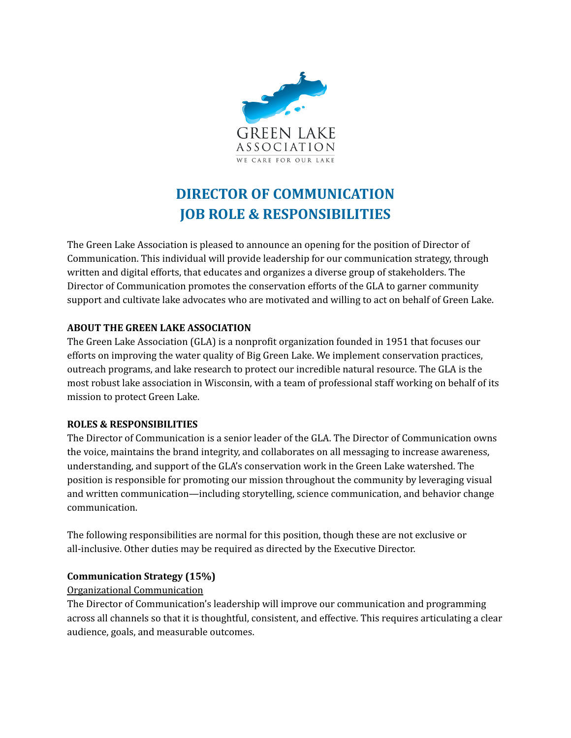# DIRECTOR OF COMMUNICATION
# JOB ROLE & RESPONSIBILITIES

The Green Lake Association is pleased to announce an opening for the position of Director of Communication. This individual will provide leadership for our communication strategy, through written and digital efforts, that educates and organizes a diverse group of stakeholders. The Director of Communication promotes the conservation efforts of the GLA to garner community support and cultivate lake advocates who are motivated and willing to act on behalf of Green Lake.

**ABOUT THE GREEN LAKE ASSOCIATION**

The Green Lake Association (GLA) is a nonprofit organization founded in 1951 that focuses our efforts on improving the water quality of Big Green Lake. We implement conservation practices, outreach programs, and lake research to protect our incredible natural resource. The GLA is the most robust lake association in Wisconsin, with a team of professional staff working on behalf of its mission to protect Green Lake.

**ROLES & RESPONSIBILITIES**

The Director of Communication is a senior leader of the GLA. The Director of Communication owns the voice, maintains the brand integrity, and collaborates on all messaging to increase awareness, understanding, and support of the GLA's conservation work in the Green Lake watershed. The position is responsible for promoting our mission throughout the community by leveraging visual and written communication—including storytelling, science communication, and behavior change communication.

The following responsibilities are normal for this position, though these are not exclusive or all-inclusive. Other duties may be required as directed by the Executive Director.

**Communication Strategy (15%)**

<u>Organizational Communication</u>

The Director of Communication's leadership will improve our communication and programming across all channels so that it is thoughtful, consistent, and effective. This requires articulating a clear audience, goals, and measurable outcomes.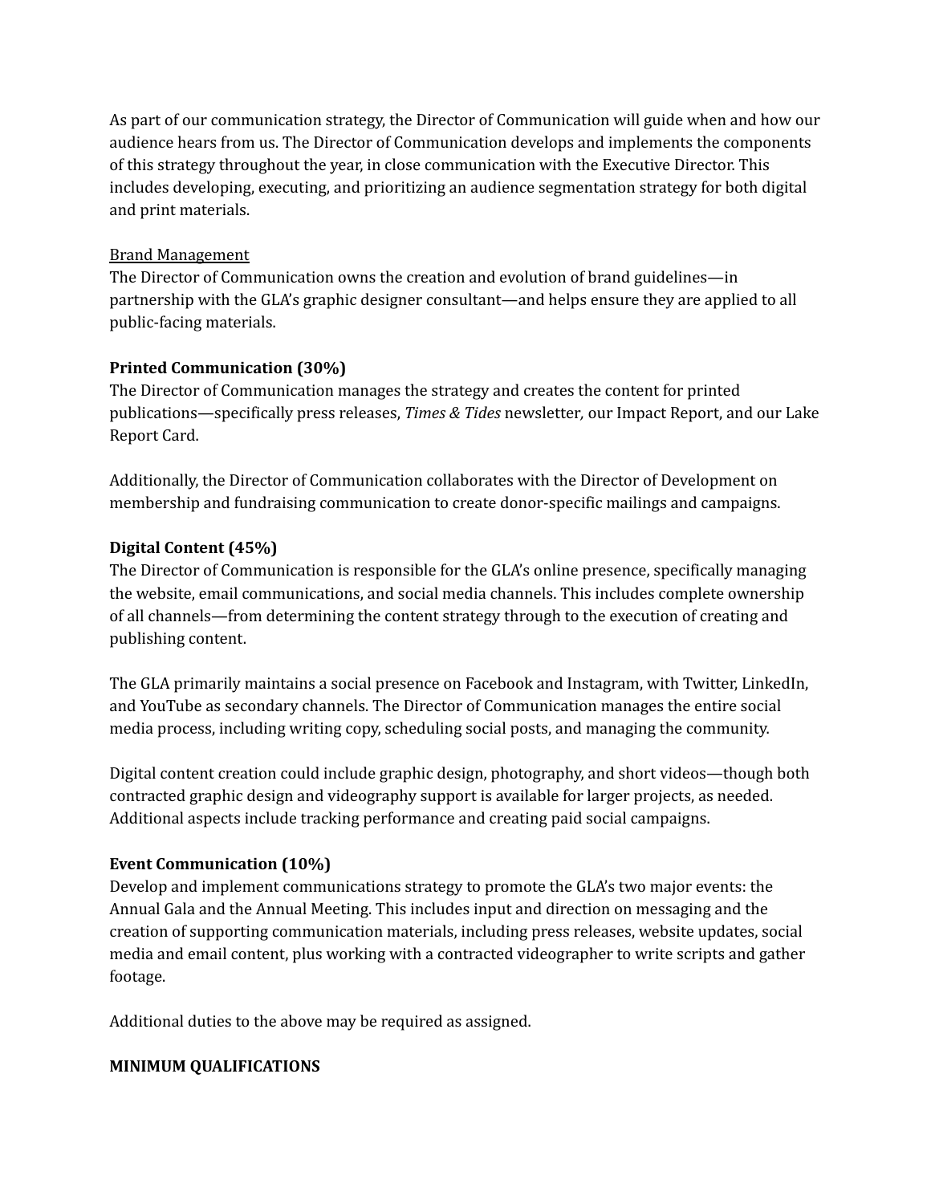As part of our communication strategy, the Director of Communication will guide when and how our audience hears from us. The Director of Communication develops and implements the components of this strategy throughout the year, in close communication with the Executive Director. This includes developing, executing, and prioritizing an audience segmentation strategy for both digital and print materials.

<u>Brand Management</u>
The Director of Communication owns the creation and evolution of brand guidelines—in partnership with the GLA's graphic designer consultant—and helps ensure they are applied to all public-facing materials.

**Printed Communication (30%)**
The Director of Communication manages the strategy and creates the content for printed publications—specifically press releases, *Times & Tides* newsletter, our Impact Report, and our Lake Report Card.

Additionally, the Director of Communication collaborates with the Director of Development on membership and fundraising communication to create donor-specific mailings and campaigns.

**Digital Content (45%)**
The Director of Communication is responsible for the GLA's online presence, specifically managing the website, email communications, and social media channels. This includes complete ownership of all channels—from determining the content strategy through to the execution of creating and publishing content.

The GLA primarily maintains a social presence on Facebook and Instagram, with Twitter, LinkedIn, and YouTube as secondary channels. The Director of Communication manages the entire social media process, including writing copy, scheduling social posts, and managing the community.

Digital content creation could include graphic design, photography, and short videos—though both contracted graphic design and videography support is available for larger projects, as needed. Additional aspects include tracking performance and creating paid social campaigns.

**Event Communication (10%)**
Develop and implement communications strategy to promote the GLA's two major events: the Annual Gala and the Annual Meeting. This includes input and direction on messaging and the creation of supporting communication materials, including press releases, website updates, social media and email content, plus working with a contracted videographer to write scripts and gather footage.

Additional duties to the above may be required as assigned.

**MINIMUM QUALIFICATIONS**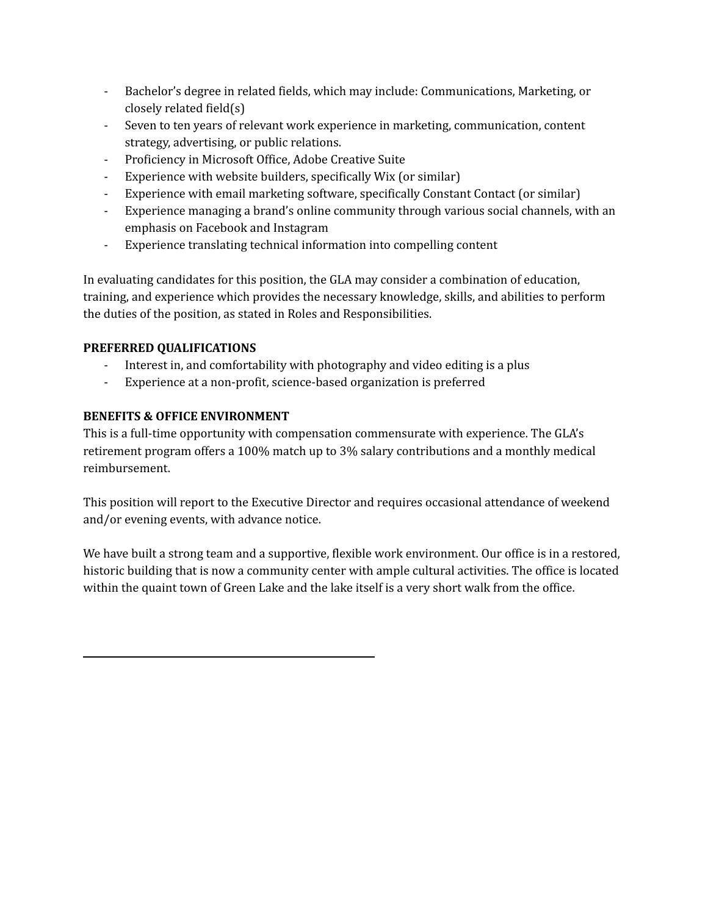- Bachelor's degree in related fields, which may include: Communications, Marketing, or closely related field(s)
- Seven to ten years of relevant work experience in marketing, communication, content strategy, advertising, or public relations.
- Proficiency in Microsoft Office, Adobe Creative Suite
- Experience with website builders, specifically Wix (or similar)
- Experience with email marketing software, specifically Constant Contact (or similar)
- Experience managing a brand's online community through various social channels, with an emphasis on Facebook and Instagram
- Experience translating technical information into compelling content

In evaluating candidates for this position, the GLA may consider a combination of education, training, and experience which provides the necessary knowledge, skills, and abilities to perform the duties of the position, as stated in Roles and Responsibilities.

**PREFERRED QUALIFICATIONS**

- Interest in, and comfortability with photography and video editing is a plus
- Experience at a non-profit, science-based organization is preferred

**BENEFITS & OFFICE ENVIRONMENT**

This is a full-time opportunity with compensation commensurate with experience. The GLA's retirement program offers a 100% match up to 3% salary contributions and a monthly medical reimbursement.

This position will report to the Executive Director and requires occasional attendance of weekend and/or evening events, with advance notice.

We have built a strong team and a supportive, flexible work environment. Our office is in a restored, historic building that is now a community center with ample cultural activities. The office is located within the quaint town of Green Lake and the lake itself is a very short walk from the office.